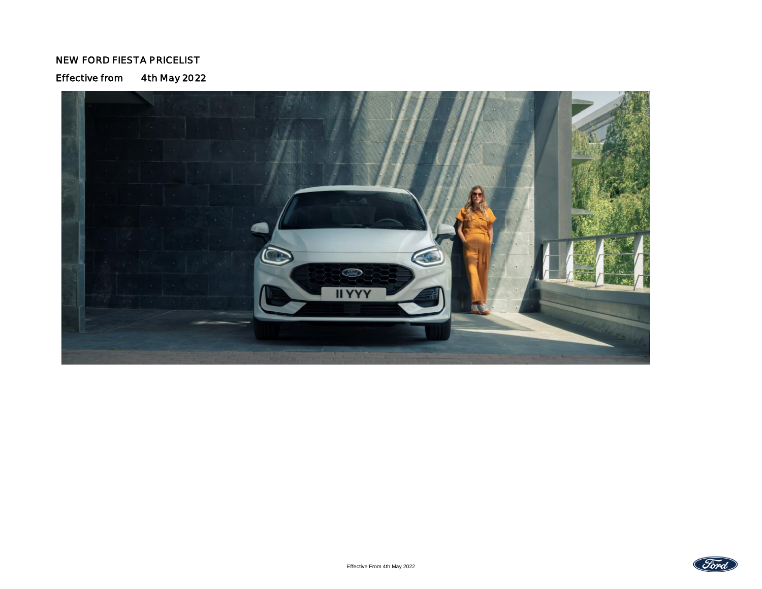# NEW FORD FIESTA PRICELIST

## Effective from 4th May 2022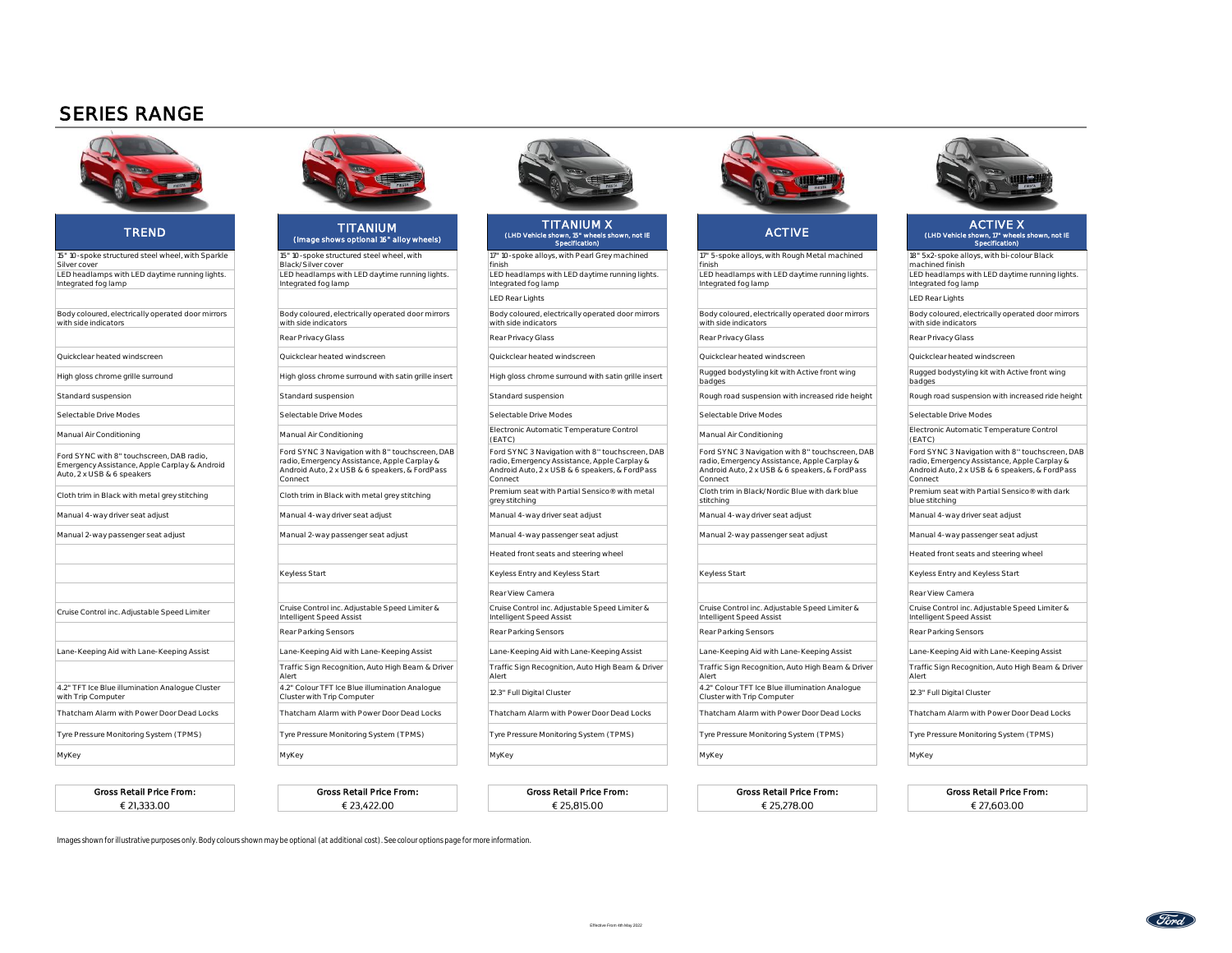# SERIES RANGE

| TREND | TITANIUM (Image shows optional 16" alloy wheels) | TITANIUM X (LHD Vehicle shown, 15" wheels shown, not IE Specification) | ACTIVE | ACTIVE X (LHD Vehicle shown, 17" wheels shown, not IE Specification) |
|---|---|---|---|---|
| 15" 10-spoke structured steel wheel, with Sparkle Silver cover | 15" 10-spoke structured steel wheel, with Black/Silver cover | 17" 10-spoke alloys, with Pearl Grey machined finish | 17" 5-spoke alloys, with Rough Metal machined finish | 18" 5x2-spoke alloys, with bi-colour Black machined finish |
| LED headlamps with LED daytime running lights. Integrated fog lamp | LED headlamps with LED daytime running lights. Integrated fog lamp | LED headlamps with LED daytime running lights. Integrated fog lamp | LED headlamps with LED daytime running lights. Integrated fog lamp | LED headlamps with LED daytime running lights. Integrated fog lamp |
| | | LED Rear Lights | | LED Rear Lights |
| Body coloured, electrically operated door mirrors with side indicators | Body coloured, electrically operated door mirrors with side indicators | Body coloured, electrically operated door mirrors with side indicators | Body coloured, electrically operated door mirrors with side indicators | Body coloured, electrically operated door mirrors with side indicators |
| | Rear Privacy Glass | Rear Privacy Glass | Rear Privacy Glass | Rear Privacy Glass |
| Quickclear heated windscreen | Quickclear heated windscreen | Quickclear heated windscreen | Quickclear heated windscreen | Quickclear heated windscreen |
| High gloss chrome grille surround | High gloss chrome surround with satin grille insert | High gloss chrome surround with satin grille insert | Rugged bodystyling kit with Active front wing badges | Rugged bodystyling kit with Active front wing badges |
| Standard suspension | Standard suspension | Standard suspension | Rough road suspension with increased ride height | Rough road suspension with increased ride height |
| Selectable Drive Modes | Selectable Drive Modes | Selectable Drive Modes | Selectable Drive Modes | Selectable Drive Modes |
| Manual Air Conditioning | Manual Air Conditioning | Electronic Automatic Temperature Control (EATC) | Manual Air Conditioning | Electronic Automatic Temperature Control (EATC) |
| Ford SYNC with 8" touchscreen, DAB radio, Emergency Assistance, Apple Carplay & Android Auto, 2 x USB & 6 speakers | Ford SYNC 3 Navigation with 8" touchscreen, DAB radio, Emergency Assistance, Apple Carplay & Android Auto, 2 x USB & 6 speakers, & FordPass Connect | Ford SYNC 3 Navigation with 8" touchscreen, DAB radio, Emergency Assistance, Apple Carplay & Android Auto, 2 x USB & 6 speakers, & FordPass Connect | Ford SYNC 3 Navigation with 8" touchscreen, DAB radio, Emergency Assistance, Apple Carplay & Android Auto, 2 x USB & 6 speakers, & FordPass Connect | Ford SYNC 3 Navigation with 8" touchscreen, DAB radio, Emergency Assistance, Apple Carplay & Android Auto, 2 x USB & 6 speakers, & FordPass Connect |
| Cloth trim in Black with metal grey stitching | Cloth trim in Black with metal grey stitching | Premium seat with Partial Sensico® with metal grey stitching | Cloth trim in Black/Nordic Blue with dark blue stitching | Premium seat with Partial Sensico® with dark blue stitching |
| Manual 4-way driver seat adjust | Manual 4-way driver seat adjust | Manual 4-way driver seat adjust | Manual 4-way driver seat adjust | Manual 4-way driver seat adjust |
| Manual 2-way passenger seat adjust | Manual 2-way passenger seat adjust | Manual 4-way passenger seat adjust | Manual 2-way passenger seat adjust | Manual 4-way passenger seat adjust |
| | | Heated front seats and steering wheel | | Heated front seats and steering wheel |
| | Keyless Start | Keyless Entry and Keyless Start | Keyless Start | Keyless Entry and Keyless Start |
| | | Rear View Camera | | Rear View Camera |
| Cruise Control inc. Adjustable Speed Limiter | Cruise Control inc. Adjustable Speed Limiter & Intelligent Speed Assist | Cruise Control inc. Adjustable Speed Limiter & Intelligent Speed Assist | Cruise Control inc. Adjustable Speed Limiter & Intelligent Speed Assist | Cruise Control inc. Adjustable Speed Limiter & Intelligent Speed Assist |
| | Rear Parking Sensors | Rear Parking Sensors | Rear Parking Sensors | Rear Parking Sensors |
| Lane-Keeping Aid with Lane-Keeping Assist | Lane-Keeping Aid with Lane-Keeping Assist | Lane-Keeping Aid with Lane-Keeping Assist | Lane-Keeping Aid with Lane-Keeping Assist | Lane-Keeping Aid with Lane-Keeping Assist |
| | Traffic Sign Recognition, Auto High Beam & Driver Alert | Traffic Sign Recognition, Auto High Beam & Driver Alert | Traffic Sign Recognition, Auto High Beam & Driver Alert | Traffic Sign Recognition, Auto High Beam & Driver Alert |
| 4.2" TFT Ice Blue illumination Analogue Cluster with Trip Computer | 4.2" Colour TFT Ice Blue illumination Analogue Cluster with Trip Computer | 12.3" Full Digital Cluster | 4.2" Colour TFT Ice Blue illumination Analogue Cluster with Trip Computer | 12.3" Full Digital Cluster |
| Thatcham Alarm with Power Door Dead Locks | Thatcham Alarm with Power Door Dead Locks | Thatcham Alarm with Power Door Dead Locks | Thatcham Alarm with Power Door Dead Locks | Thatcham Alarm with Power Door Dead Locks |
| Tyre Pressure Monitoring System (TPMS) | Tyre Pressure Monitoring System (TPMS) | Tyre Pressure Monitoring System (TPMS) | Tyre Pressure Monitoring System (TPMS) | Tyre Pressure Monitoring System (TPMS) |
| MyKey | MyKey | MyKey | MyKey | MyKey |
| **Gross Retail Price From:** € 21,333.00 | **Gross Retail Price From:** € 23,422.00 | **Gross Retail Price From:** € 25,815.00 | **Gross Retail Price From:** € 25,278.00 | **Gross Retail Price From:** € 27,603.00 |

Images shown for illustrative purposes only. Body colours shown may be optional (at additional cost). See colour options page for more information.

Effective From 4th May 2022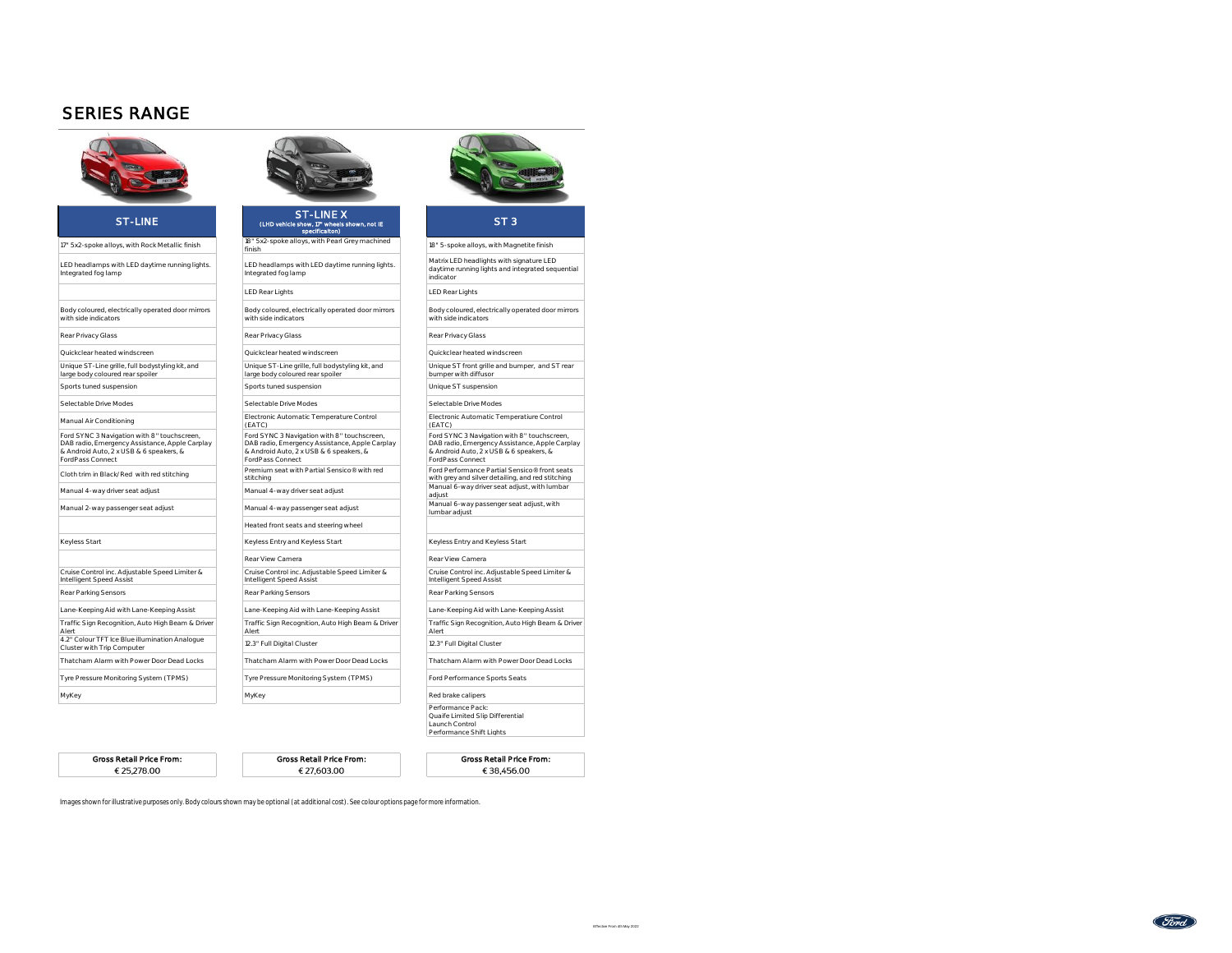# SERIES RANGE

| ST-LINE | ST-LINE X (LHD vehicle show, 17" wheels shown, not IE specificaiton) | ST 3 |
|---|---|---|
| 17" 5x2-spoke alloys, with Rock Metallic finish | 18" 5x2-spoke alloys, with Pearl Grey machined finish | 18" 5-spoke alloys, with Magnetite finish |
| LED headlamps with LED daytime running lights. Integrated fog lamp | LED headlamps with LED daytime running lights. Integrated fog lamp | Matrix LED headlights with signature LED daytime running lights and integrated sequential indicator |
| | LED Rear Lights | LED Rear Lights |
| Body coloured, electrically operated door mirrors with side indicators | Body coloured, electrically operated door mirrors with side indicators | Body coloured, electrically operated door mirrors with side indicators |
| Rear Privacy Glass | Rear Privacy Glass | Rear Privacy Glass |
| Quickclear heated windscreen | Quickclear heated windscreen | Quickclear heated windscreen |
| Unique ST-Line grille, full bodystyling kit, and large body coloured rear spoiler | Unique ST-Line grille, full bodystyling kit, and large body coloured rear spoiler | Unique ST front grille and bumper, and ST rear bumper with diffusor |
| Sports tuned suspension | Sports tuned suspension | Unique ST suspension |
| Selectable Drive Modes | Selectable Drive Modes | Selectable Drive Modes |
| Manual Air Conditioning | Electronic Automatic Temperature Control (EATC) | Electronic Automatic Temperatiure Control (EATC) |
| Ford SYNC 3 Navigation with 8" touchscreen, DAB radio, Emergency Assistance, Apple Carplay & Android Auto, 2 x USB & 6 speakers, & FordPass Connect | Ford SYNC 3 Navigation with 8" touchscreen, DAB radio, Emergency Assistance, Apple Carplay & Android Auto, 2 x USB & 6 speakers, & FordPass Connect | Ford SYNC 3 Navigation with 8" touchscreen, DAB radio, Emergency Assistance, Apple Carplay & Android Auto, 2 x USB & 6 speakers, & FordPass Connect |
| Cloth trim in Black/Red with red stitching | Premium seat with Partial Sensico® with red stitching | Ford Performance Partial Sensico® front seats with grey and silver detailing, and red stitching |
| Manual 4-way driver seat adjust | Manual 4-way driver seat adjust | Manual 6-way driver seat adjust, with lumbar adjust |
| Manual 2-way passenger seat adjust | Manual 4-way passenger seat adjust | Manual 6-way passenger seat adjust, with lumbar adjust |
| | Heated front seats and steering wheel | |
| Keyless Start | Keyless Entry and Keyless Start | Keyless Entry and Keyless Start |
| | Rear View Camera | Rear View Camera |
| Cruise Control inc. Adjustable Speed Limiter & Intelligent Speed Assist | Cruise Control inc. Adjustable Speed Limiter & Intelligent Speed Assist | Cruise Control inc. Adjustable Speed Limiter & Intelligent Speed Assist |
| Rear Parking Sensors | Rear Parking Sensors | Rear Parking Sensors |
| Lane-Keeping Aid with Lane-Keeping Assist | Lane-Keeping Aid with Lane-Keeping Assist | Lane-Keeping Aid with Lane-Keeping Assist |
| Traffic Sign Recognition, Auto High Beam & Driver Alert | Traffic Sign Recognition, Auto High Beam & Driver Alert | Traffic Sign Recognition, Auto High Beam & Driver Alert |
| 4.2" Colour TFT Ice Blue illumination Analogue Cluster with Trip Computer | 12.3" Full Digital Cluster | 12.3" Full Digital Cluster |
| Thatcham Alarm with Power Door Dead Locks | Thatcham Alarm with Power Door Dead Locks | Thatcham Alarm with Power Door Dead Locks |
| Tyre Pressure Monitoring System (TPMS) | Tyre Pressure Monitoring System (TPMS) | Ford Performance Sports Seats |
| MyKey | MyKey | Red brake calipers |
| | | Performance Pack: Quaife Limited Slip Differential Launch Control Performance Shift Lights |
| **Gross Retail Price From:** €25,278.00 | **Gross Retail Price From:** €27,603.00 | **Gross Retail Price From:** €38,456.00 |

Images shown for illustrative purposes only. Body colours shown may be optional (at additional cost). See colour options page for more information.

Effective From 4th May 2022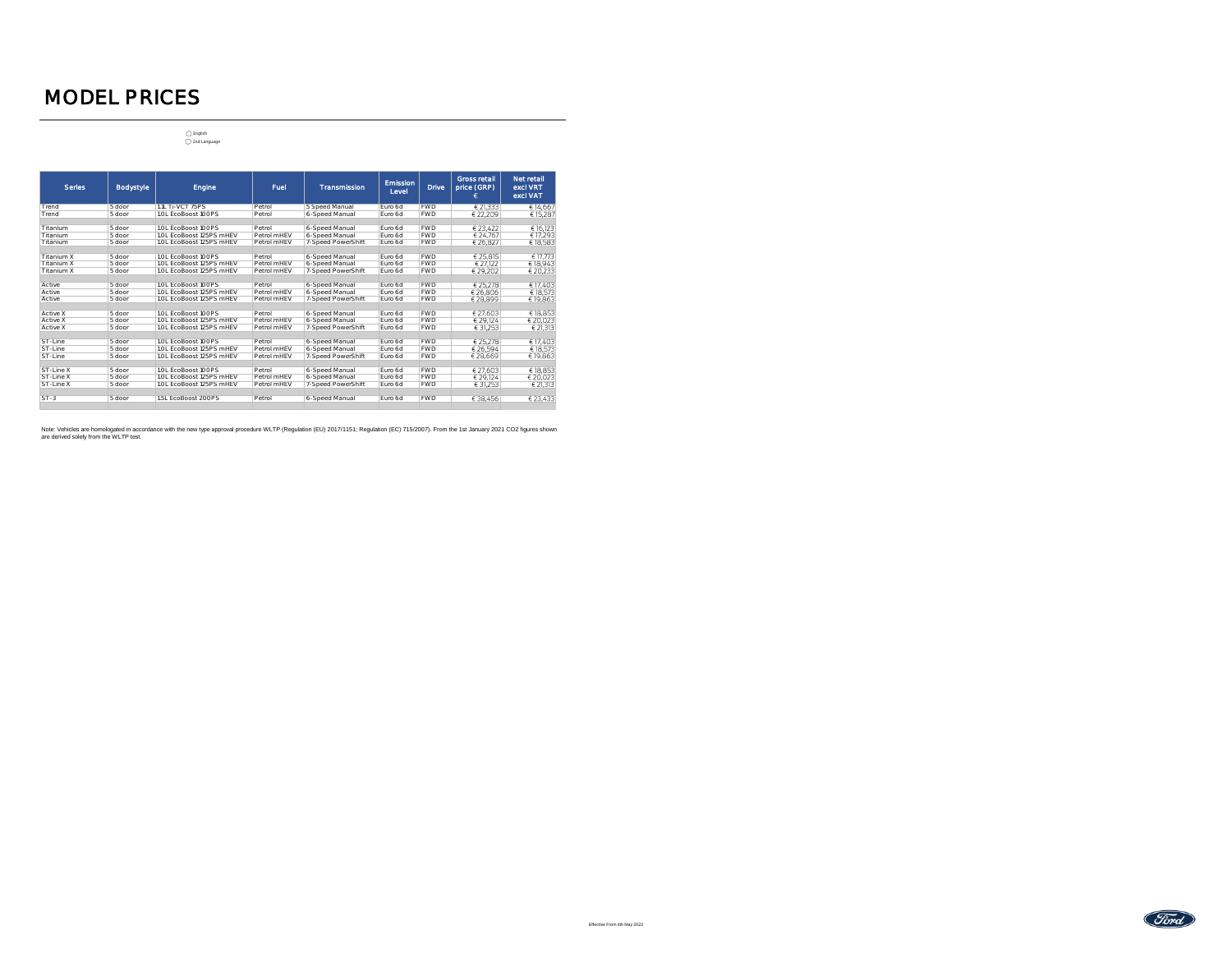# MODEL PRICES

◯ English
◯ 2nd Language

| Series | Bodystyle | Engine | Fuel | Transmission | Emission Level | Drive | Gross retail price (GRP) € | Net retail excl VRT excl VAT |
|---|---|---|---|---|---|---|---|---|
| Trend | 5 door | 1.1L Ti-VCT 75PS | Petrol | 5 Speed Manual | Euro 6d | FWD | € 21,333 | € 14,667 |
| Trend | 5 door | 1.0L EcoBoost 100PS | Petrol | 6-Speed Manual | Euro 6d | FWD | € 22,209 | € 15,287 |
| | | | | | | | | |
| Titanium | 5 door | 1.0L EcoBoost 100PS | Petrol | 6-Speed Manual | Euro 6d | FWD | € 23,422 | € 16,123 |
| Titanium | 5 door | 1.0L EcoBoost 125PS mHEV | Petrol mHEV | 6-Speed Manual | Euro 6d | FWD | € 24,767 | € 17,293 |
| Titanium | 5 door | 1.0L EcoBoost 125PS mHEV | Petrol mHEV | 7-Speed PowerShift | Euro 6d | FWD | € 26,927 | € 18,583 |
| | | | | | | | | |
| Titanium X | 5 door | 1.0L EcoBoost 100PS | Petrol | 6-Speed Manual | Euro 6d | FWD | € 25,815 | € 17,773 |
| Titanium X | 5 door | 1.0L EcoBoost 125PS mHEV | Petrol mHEV | 6-Speed Manual | Euro 6d | FWD | € 27,122 | € 18,943 |
| Titanium X | 5 door | 1.0L EcoBoost 125PS mHEV | Petrol mHEV | 7-Speed PowerShift | Euro 6d | FWD | € 29,202 | € 20,233 |
| | | | | | | | | |
| Active | 5 door | 1.0L EcoBoost 100PS | Petrol | 6-Speed Manual | Euro 6d | FWD | € 25,278 | € 17,403 |
| Active | 5 door | 1.0L EcoBoost 125PS mHEV | Petrol mHEV | 6-Speed Manual | Euro 6d | FWD | € 26,806 | € 18,573 |
| Active | 5 door | 1.0L EcoBoost 125PS mHEV | Petrol mHEV | 7-Speed PowerShift | Euro 6d | FWD | € 28,899 | € 19,863 |
| | | | | | | | | |
| Active X | 5 door | 1.0L EcoBoost 100PS | Petrol | 6-Speed Manual | Euro 6d | FWD | € 27,603 | € 18,853 |
| Active X | 5 door | 1.0L EcoBoost 125PS mHEV | Petrol mHEV | 6-Speed Manual | Euro 6d | FWD | € 29,124 | € 20,023 |
| Active X | 5 door | 1.0L EcoBoost 125PS mHEV | Petrol mHEV | 7-Speed PowerShift | Euro 6d | FWD | € 31,253 | € 21,313 |
| | | | | | | | | |
| ST-Line | 5 door | 1.0L EcoBoost 100PS | Petrol | 6-Speed Manual | Euro 6d | FWD | € 25,278 | € 17,403 |
| ST-Line | 5 door | 1.0L EcoBoost 125PS mHEV | Petrol mHEV | 6-Speed Manual | Euro 6d | FWD | € 26,594 | € 18,573 |
| ST-Line | 5 door | 1.0L EcoBoost 125PS mHEV | Petrol mHEV | 7-Speed PowerShift | Euro 6d | FWD | € 28,669 | € 19,863 |
| | | | | | | | | |
| ST-Line X | 5 door | 1.0L EcoBoost 100PS | Petrol | 6-Speed Manual | Euro 6d | FWD | € 27,603 | € 18,853 |
| ST-Line X | 5 door | 1.0L EcoBoost 125PS mHEV | Petrol mHEV | 6-Speed Manual | Euro 6d | FWD | € 29,124 | € 20,023 |
| ST-Line X | 5 door | 1.0L EcoBoost 125PS mHEV | Petrol mHEV | 7-Speed PowerShift | Euro 6d | FWD | € 31,253 | € 21,313 |
| | | | | | | | | |
| ST-3 | 5 door | 1.5L EcoBoost 200PS | Petrol | 6-Speed Manual | Euro 6d | FWD | € 38,456 | € 23,433 |

Note: Vehicles are homologated in accordance with the new type approval procedure WLTP (Regulation (EU) 2017/1151; Regulation (EC) 715/2007). From the 1st January 2021 $CO_2$ figures shown are derived solely from the WLTP test.

Effective From 4th May 2022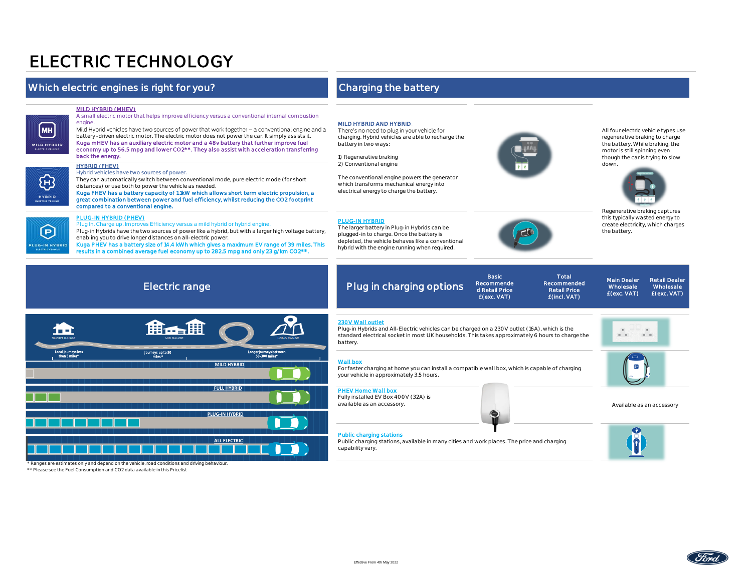# ELECTRIC TECHNOLOGY

## Which electric engines is right for you?

MH
MILD HYBRID
ELECTRIC VEHICLE

**MILD HYBRID (MHEV)**

A small electric motor that helps improve efficiency versus a conventional internal combustion engine.

Mild Hybrid vehicles have two sources of power that work together – a conventional engine and a battery-driven electric motor. The electric motor does not power the car. It simply assists it.

**Kuga mHEV has an auxiliary electric motor and a 48v battery that further improve fuel economy up to 56.5 mpg and lower $CO_2$\*\*. They also assist with acceleration transferring back the energy.**

H
HYBRID
ELECTRIC VEHICLE

**HYBRID (FHEV)**

Hybrid vehicles have two sources of power.

They can automatically switch between conventional mode, pure electric mode (for short distances) or use both to power the vehicle as needed.

**Kuga FHEV has a battery capacity of 1.1kW which allows short term electric propulsion, a great combination between power and fuel efficiency, whilst reducing the $CO_2$ footprint compared to a conventional engine.**

P
PLUG-IN HYBRID
ELECTRIC VEHICLE

**PLUG-IN HYBRID (PHEV)**

Plug In. Charge up. Improves Efficiency versus a mild hybrid or hybrid engine.

Plug-in Hybrids have the two sources of power like a hybrid, but with a larger high voltage battery, enabling you to drive longer distances on all-electric power.

**Kuga PHEV has a battery size of 14.4 kWh which gives a maximum EV range of 39 miles. This results in a combined average fuel economy up to 282.5 mpg and only 23 g/km $CO_2$\*\*.**

## Electric range

SHORT RANGE — Local journeys less than 5 miles\*

MID RANGE — Journeys up to 50 miles\*

LONG RANGE — Longer journeys between 50-300 miles\*

MILD HYBRID

FULL HYBRID

PLUG-IN HYBRID

ALL ELECTRIC

\* Ranges are estimates only and depend on the vehicle, road conditions and driving behaviour.

\*\* Please see the Fuel Consumption and $CO_2$ data available in this Pricelist

## Charging the battery

**MILD HYBRID AND HYBRID**

There's no need to plug in your vehicle for charging. Hybrid vehicles are able to recharge the battery in two ways:

1) Regenerative braking
2) Conventional engine

The conventional engine powers the generator which transforms mechanical energy into electrical energy to charge the battery.

All four electric vehicle types use regenerative braking to charge the battery. While braking, the motor is still spinning even though the car is trying to slow down.

Regenerative braking captures this typically wasted energy to create electricity, which charges the battery.

**PLUG-IN HYBRID**

The larger battery in Plug-in Hybrids can be plugged-in to charge. Once the battery is depleted, the vehicle behaves like a conventional hybrid with the engine running when required.

## Plug in charging options

| Plug in charging options | Basic Recommended Retail Price £(exc. VAT) | Total Recommended Retail Price £(incl. VAT) | Main Dealer Wholesale £(exc. VAT) | Retail Dealer Wholesale £(exc. VAT) |
|---|---|---|---|---|
| **230V Wall outlet** Plug-in Hybrids and All-Electric vehicles can be charged on a 230V outlet (16A), which is the standard electrical socket in most UK households. This takes approximately 6 hours to charge the battery. | | | | |
| **Wall box** For faster charging at home you can install a compatible wall box, which is capable of charging your vehicle in approximately 3.5 hours. | | | | |
| **PHEV Home Wall box** Fully installed EV Box 400V (32A) is available as an accessory. | Available as an accessory | | | |
| **Public charging stations** Public charging stations, available in many cities and work places. The price and charging capability vary. | | | | |

Effective From 4th May 2022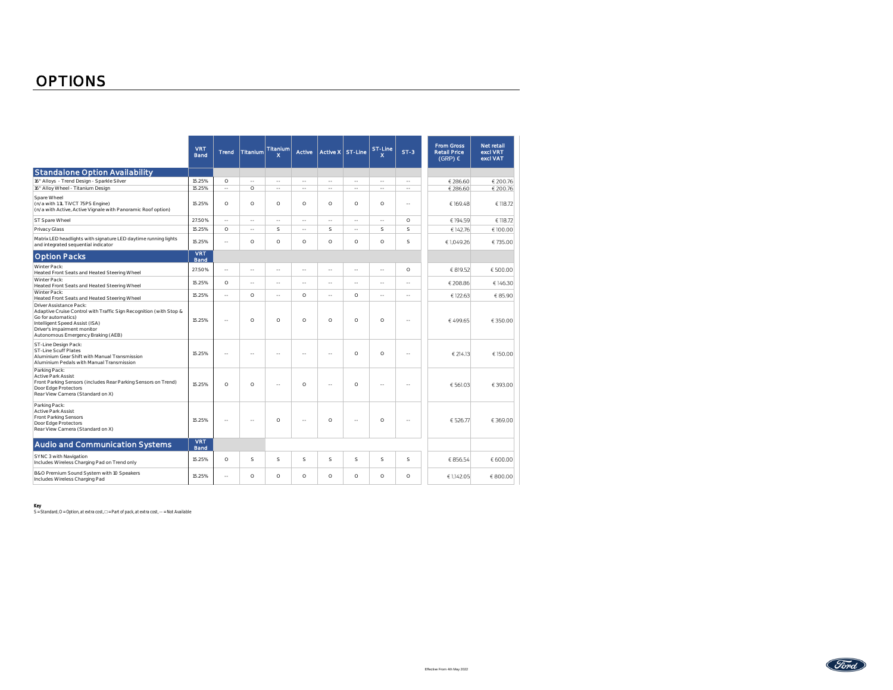# OPTIONS

| | VRT Band | Trend | Titanium | Titanium X | Active | Active X | ST-Line | ST-Line X | ST-3 | From Gross Retail Price (GRP) € | Net retail excl VRT excl VAT |
|---|---|---|---|---|---|---|---|---|---|---|---|
| **Standalone Option Availability** | | | | | | | | | | | |
| 16" Alloys - Trend Design - Sparkle Silver | 15.25% | O | -- | -- | -- | -- | -- | -- | -- | € 286.60 | € 200.76 |
| 16" Alloy Wheel - Titanium Design | 15.25% | -- | O | -- | -- | -- | -- | -- | -- | € 286.60 | € 200.76 |
| Spare Wheel<br>(n/a with 1.1L TiVCT 75PS Engine)<br>(n/a with Active, Active Vignale with Panoramic Roof option) | 15.25% | O | O | O | O | O | O | O | -- | € 169.48 | € 118.72 |
| ST Spare Wheel | 27.50% | -- | -- | -- | -- | -- | -- | -- | O | € 194.59 | € 118.72 |
| Privacy Glass | 15.25% | O | -- | S | -- | S | -- | S | S | € 142.76 | € 100.00 |
| Matrix LED headlights with signature LED daytime running lights and integrated sequential indicator | 15.25% | -- | O | O | O | O | O | O | S | € 1,049.26 | € 735.00 |
| **Option Packs** | VRT Band | | | | | | | | | | |
| Winter Pack:<br>Heated Front Seats and Heated Steering Wheel | 27.50% | -- | -- | -- | -- | -- | -- | -- | O | € 819.52 | € 500.00 |
| Winter Pack:<br>Heated Front Seats and Heated Steering Wheel | 15.25% | O | -- | -- | -- | -- | -- | -- | -- | € 208.86 | € 146.30 |
| Winter Pack:<br>Heated Front Seats and Heated Steering Wheel | 15.25% | -- | O | -- | O | -- | O | -- | -- | € 122.63 | € 85.90 |
| Driver Assistance Pack:<br>Adaptive Cruise Control with Traffic Sign Recognition (with Stop & Go for automatics)<br>Intelligent Speed Assist (ISA)<br>Driver's impairment monitor<br>Autonomous Emergency Braking (AEB) | 15.25% | -- | O | O | O | O | O | O | -- | € 499.65 | € 350.00 |
| ST-Line Design Pack:<br>ST-Line Scuff Plates<br>Aluminium Gear Shift with Manual Transmission<br>Aluminium Pedals with Manual Transmission | 15.25% | -- | -- | -- | -- | -- | O | O | -- | € 214.13 | € 150.00 |
| Parking Pack:<br>Active Park Assist<br>Front Parking Sensors (includes Rear Parking Sensors on Trend)<br>Door Edge Protectors<br>Rear View Camera (Standard on X) | 15.25% | O | O | -- | O | -- | O | -- | -- | € 561.03 | € 393.00 |
| Parking Pack:<br>Active Park Assist<br>Front Parking Sensors<br>Door Edge Protectors<br>Rear View Camera (Standard on X) | 15.25% | -- | -- | O | -- | O | -- | O | -- | € 526.77 | € 369.00 |
| **Audio and Communication Systems** | VRT Band | | | | | | | | | | |
| SYNC 3 with Navigation<br>Includes Wireless Charging Pad on Trend only | 15.25% | O | S | S | S | S | S | S | S | € 856.54 | € 600.00 |
| B&O Premium Sound System with 10 Speakers<br>Includes Wireless Charging Pad | 15.25% | -- | O | O | O | O | O | O | O | € 1,142.05 | € 800.00 |

**Key**
S = Standard, O = Option, at extra cost, □ = Part of pack, at extra cost, -- = Not Available

Effective From 4th May 2022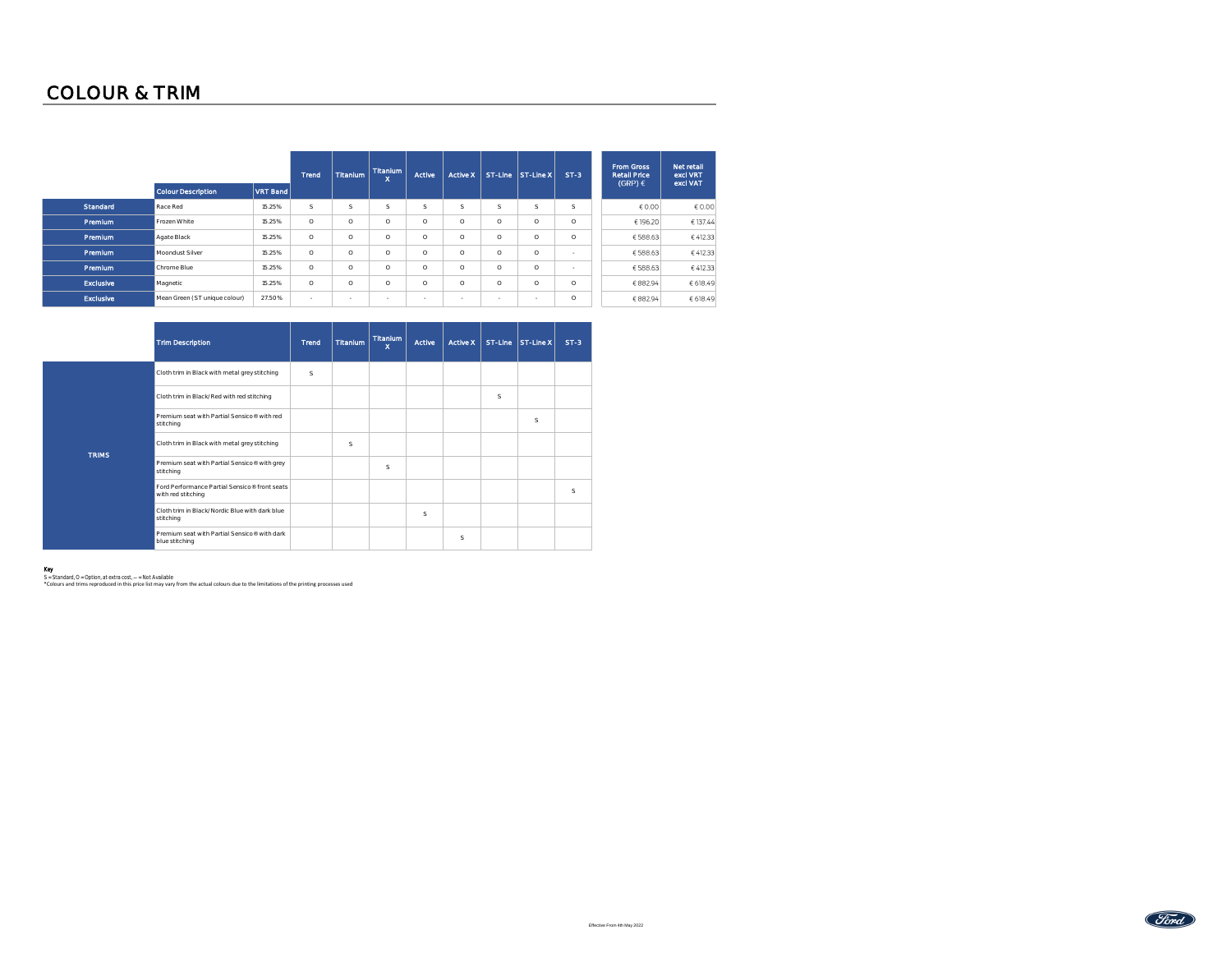# COLOUR & TRIM

| | Colour Description | VRT Band | Trend | Titanium | Titanium X | Active | Active X | ST-Line | ST-Line X | ST-3 | From Gross Retail Price (GRP) € | Net retail excl VRT excl VAT |
|---|---|---|---|---|---|---|---|---|---|---|---|---|
| Standard | Race Red | 15.25% | S | S | S | S | S | S | S | S | € 0.00 | € 0.00 |
| Premium | Frozen White | 15.25% | O | O | O | O | O | O | O | O | € 196.20 | € 137.44 |
| Premium | Agate Black | 15.25% | O | O | O | O | O | O | O | O | € 588.63 | € 412.33 |
| Premium | Moondust Silver | 15.25% | O | O | O | O | O | O | O | - | € 588.63 | € 412.33 |
| Premium | Chrome Blue | 15.25% | O | O | O | O | O | O | O | - | € 588.63 | € 412.33 |
| Exclusive | Magnetic | 15.25% | O | O | O | O | O | O | O | O | € 882.94 | € 618.49 |
| Exclusive | Mean Green (ST unique colour) | 27.50% | - | - | - | - | - | - | - | O | € 882.94 | € 618.49 |

| | Trim Description | Trend | Titanium | Titanium X | Active | Active X | ST-Line | ST-Line X | ST-3 |
|---|---|---|---|---|---|---|---|---|---|
| TRIMS | Cloth trim in Black with metal grey stitching | S | | | | | | | |
| | Cloth trim in Black/Red with red stitching | | | | | | S | | |
| | Premium seat with Partial Sensico® with red stitching | | | | | | | S | |
| | Cloth trim in Black with metal grey stitching | | S | | | | | | |
| | Premium seat with Partial Sensico® with grey stitching | | | S | | | | | |
| | Ford Performance Partial Sensico® front seats with red stitching | | | | | | | | S |
| | Cloth trim in Black/Nordic Blue with dark blue stitching | | | | S | | | | |
| | Premium seat with Partial Sensico® with dark blue stitching | | | | | S | | | |

**Key**
S = Standard, O = Option, at extra cost, – = Not Available
*Colours and trims reproduced in this price list may vary from the actual colours due to the limitations of the printing processes used

Effective From 4th May 2022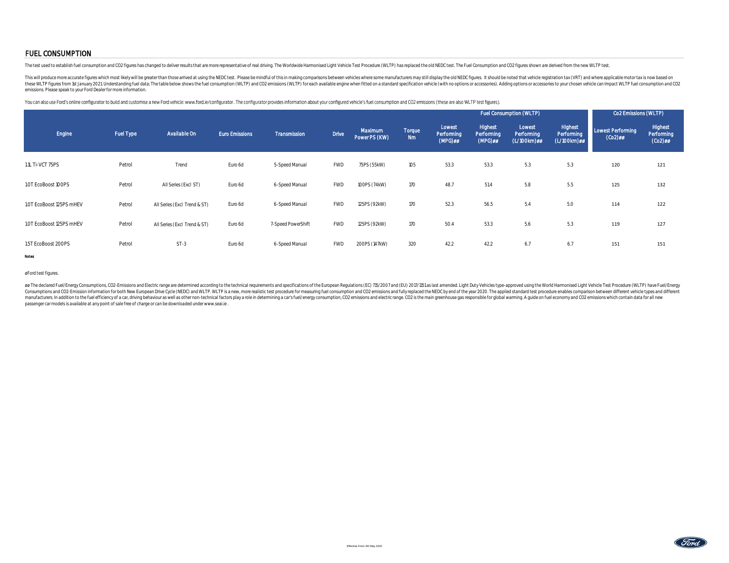## FUEL CONSUMPTION

The test used to establish fuel consumption and CO2 figures has changed to deliver results that are more representative of real driving. The Worldwide Harmonised Light Vehicle Test Procedure (WLTP) has replaced the old NEDC test. The Fuel Consumption and CO2 figures shown are derived from the new WLTP test.

This will produce more accurate figures which most likely will be greater than those arrived at using the NEDC test. Please be mindful of this in making comparisons between vehicles where some manufacturers may still display the old NEDC figures. It should be noted that vehicle registration tax (VRT) and where applicable motor tax is now based on these WLTP figures from 1st January 2021. Understanding fuel data; The table below shows the fuel consumption (WLTP) and CO2 emissions (WLTP) for each available engine when fitted on a standard specification vehicle (with no options or accessories). Adding options or accessories to your chosen vehicle can Impact WLTP fuel consumption and CO2 emissions. Please speak to your Ford Dealer for more information.

You can also use Ford's online configurator to build and customise a new Ford vehicle: www.ford.ie/configurator . The configurator provides information about your configured vehicle's fuel consumption and CO2 emissions (these are also WLTP test figures).

| Engine | Fuel Type | Available On | Euro Emissions | Transmission | Drive | Maximum Power PS (KW) | Torque Nm | Fuel Consumption (WLTP) | | | | Co2 Emissions (WLTP) | |
|---|---|---|---|---|---|---|---|---|---|---|---|---|---|
| | | | | | | | | Lowest Performing (MPG)øø | Highest Performing (MPG)øø | Lowest Performing (L/100km)øø | Highest Performing (L/100km)øø | Lowest Performing (Co2)øø | Highest Performing (Co2)øø |
| 1.1L Ti-VCT 75PS | Petrol | Trend | Euro 6d | 5-Speed Manual | FWD | 75PS (55kW) | 105 | 53.3 | 53.3 | 5.3 | 5.3 | 120 | 121 |
| 1.0T EcoBoost 100PS | Petrol | All Series (Excl ST) | Euro 6d | 6-Speed Manual | FWD | 100PS (74kW) | 170 | 48.7 | 51.4 | 5.8 | 5.5 | 125 | 132 |
| 1.0T EcoBoost 125PS mHEV | Petrol | All Series (Excl Trend & ST) | Euro 6d | 6-Speed Manual | FWD | 125PS (92kW) | 170 | 52.3 | 56.5 | 5.4 | 5.0 | 114 | 122 |
| 1.0T EcoBoost 125PS mHEV | Petrol | All Series (Excl Trend & ST) | Euro 6d | 7-Speed PowerShift | FWD | 125PS (92kW) | 170 | 50.4 | 53.3 | 5.6 | 5.3 | 119 | 127 |
| 1.5T EcoBoost 200PS | Petrol | ST-3 | Euro 6d | 6-Speed Manual | FWD | 200PS (147kW) | 320 | 42.2 | 42.2 | 6.7 | 6.7 | 151 | 151 |

**Notes**

øFord test figures.

øø The declared Fuel/Energy Consumptions, CO2-Emissions and Electric range are determined according to the technical requirements and specifications of the European Regulations (EC) 715/2007 and (EU) 2017/1151 as last amended. Light Duty Vehicles type-approved using the World Harmonised Light Vehicle Test Procedure (WLTP) have Fuel/Energy Consumptions and CO2-Emission information for both New European Drive Cycle (NEDC) and WLTP. WLTP is a new, more realistic test procedure for measuring fuel consumption and CO2 emissions and fully replaced the NEDC by end of the year 2020. The applied standard test procedure enables comparison between different vehicle types and different manufacturers. In addition to the fuel efficiency of a car, driving behaviour as well as other non-technical factors play a role in determining a car's fuel/energy consumption, CO2 emissions and electric range. CO2 is the main greenhouse gas responsible for global warming. A guide on fuel economy and CO2 emissions which contain data for all new passenger car models is available at any point of sale free of charge or can be downloaded under www.seai.ie .

Effective From 4th May 2022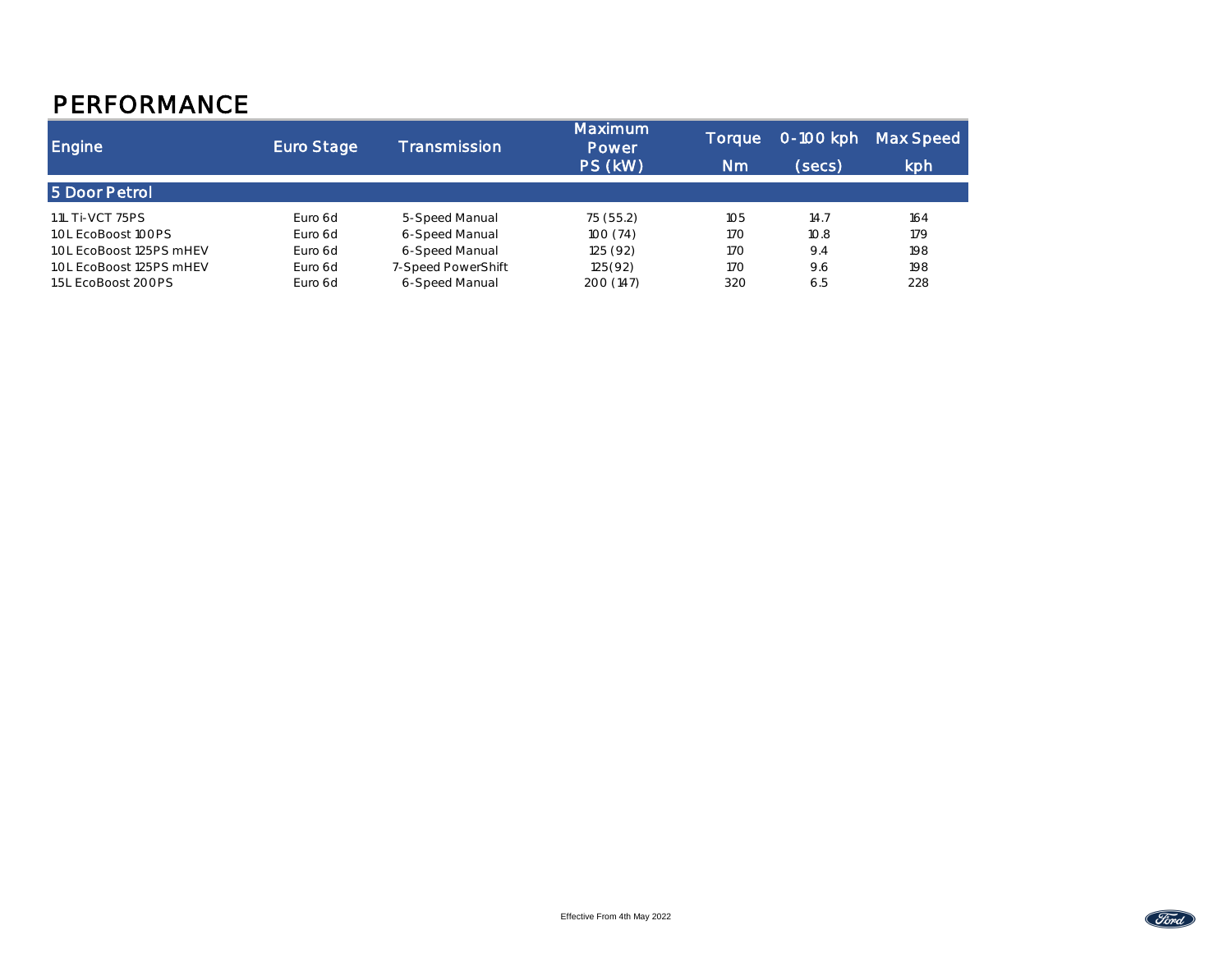# PERFORMANCE

| Engine | Euro Stage | Transmission | Maximum Power PS (kW) | Torque Nm | 0-100 kph (secs) | Max Speed kph |
|---|---|---|---|---|---|---|
| **5 Door Petrol** | | | | | | |
| 1.1L Ti-VCT 75PS | Euro 6d | 5-Speed Manual | 75 (55.2) | 105 | 14.7 | 164 |
| 1.0L EcoBoost 100PS | Euro 6d | 6-Speed Manual | 100 (74) | 170 | 10.8 | 179 |
| 1.0L EcoBoost 125PS mHEV | Euro 6d | 6-Speed Manual | 125 (92) | 170 | 9.4 | 198 |
| 1.0L EcoBoost 125PS mHEV | Euro 6d | 7-Speed PowerShift | 125(92) | 170 | 9.6 | 198 |
| 1.5L EcoBoost 200PS | Euro 6d | 6-Speed Manual | 200 (147) | 320 | 6.5 | 228 |

Effective From 4th May 2022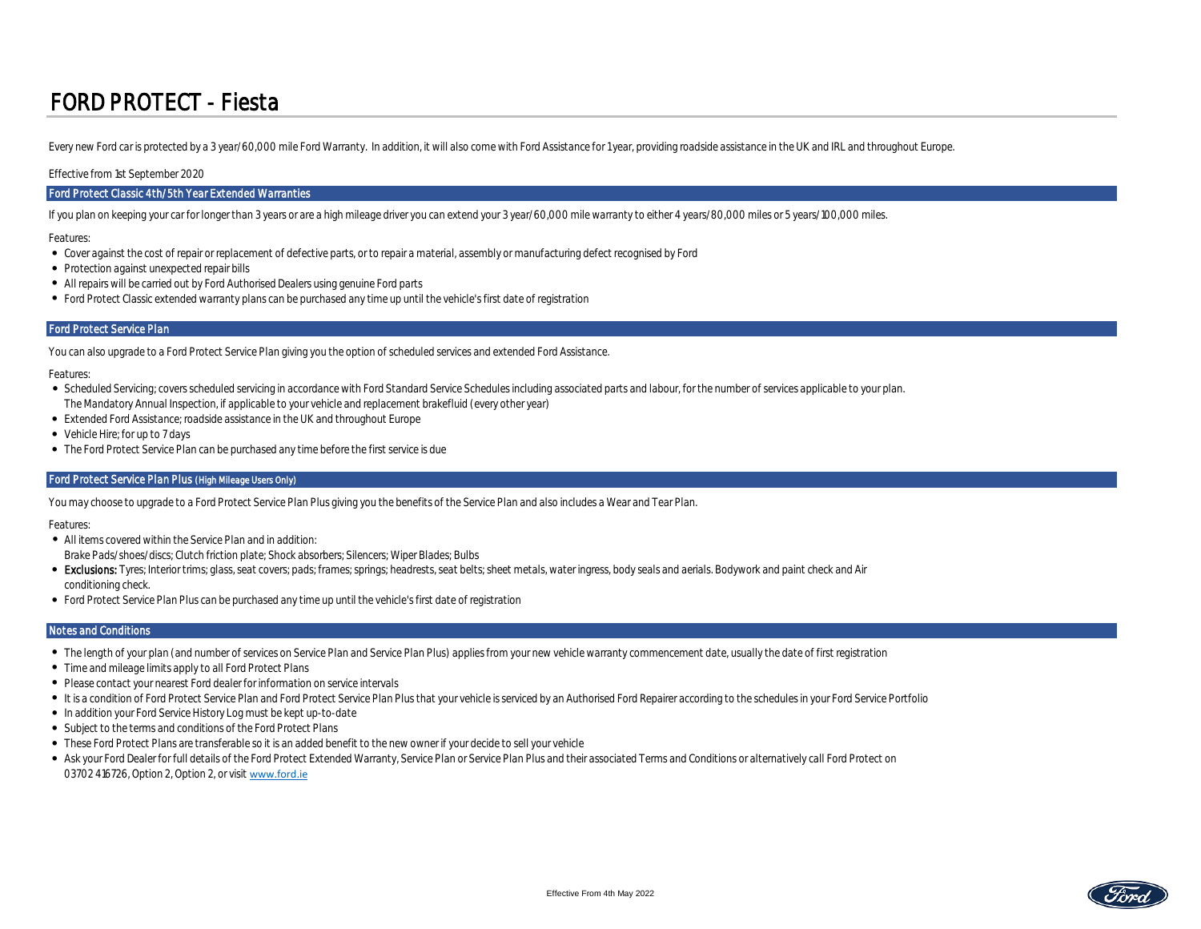# FORD PROTECT - Fiesta

Every new Ford car is protected by a 3 year/60,000 mile Ford Warranty. In addition, it will also come with Ford Assistance for 1 year, providing roadside assistance in the UK and IRL and throughout Europe.

Effective from 1st September 2020

## Ford Protect Classic 4th/5th Year Extended Warranties

If you plan on keeping your car for longer than 3 years or are a high mileage driver you can extend your 3 year/60,000 mile warranty to either 4 years/80,000 miles or 5 years/100,000 miles.

Features:

- Cover against the cost of repair or replacement of defective parts, or to repair a material, assembly or manufacturing defect recognised by Ford
- Protection against unexpected repair bills
- All repairs will be carried out by Ford Authorised Dealers using genuine Ford parts
- Ford Protect Classic extended warranty plans can be purchased any time up until the vehicle's first date of registration

## Ford Protect Service Plan

You can also upgrade to a Ford Protect Service Plan giving you the option of scheduled services and extended Ford Assistance.

Features:

- Scheduled Servicing; covers scheduled servicing in accordance with Ford Standard Service Schedules including associated parts and labour, for the number of services applicable to your plan. The Mandatory Annual Inspection, if applicable to your vehicle and replacement brakefluid (every other year)
- Extended Ford Assistance; roadside assistance in the UK and throughout Europe
- Vehicle Hire; for up to 7 days
- The Ford Protect Service Plan can be purchased any time before the first service is due

## Ford Protect Service Plan Plus (High Mileage Users Only)

You may choose to upgrade to a Ford Protect Service Plan Plus giving you the benefits of the Service Plan and also includes a Wear and Tear Plan.

Features:

- All items covered within the Service Plan and in addition: Brake Pads/shoes/discs; Clutch friction plate; Shock absorbers; Silencers; Wiper Blades; Bulbs
- **Exclusions:** Tyres; Interior trims; glass, seat covers; pads; frames; springs; headrests, seat belts; sheet metals, water ingress, body seals and aerials. Bodywork and paint check and Air conditioning check.
- Ford Protect Service Plan Plus can be purchased any time up until the vehicle's first date of registration

## Notes and Conditions

- The length of your plan (and number of services on Service Plan and Service Plan Plus) applies from your new vehicle warranty commencement date, usually the date of first registration
- Time and mileage limits apply to all Ford Protect Plans
- Please contact your nearest Ford dealer for information on service intervals
- It is a condition of Ford Protect Service Plan and Ford Protect Service Plan Plus that your vehicle is serviced by an Authorised Ford Repairer according to the schedules in your Ford Service Portfolio
- In addition your Ford Service History Log must be kept up-to-date
- Subject to the terms and conditions of the Ford Protect Plans
- These Ford Protect Plans are transferable so it is an added benefit to the new owner if your decide to sell your vehicle
- Ask your Ford Dealer for full details of the Ford Protect Extended Warranty, Service Plan or Service Plan Plus and their associated Terms and Conditions or alternatively call Ford Protect on 03702 416726, Option 2, Option 2, or visit www.ford.ie

Effective From 4th May 2022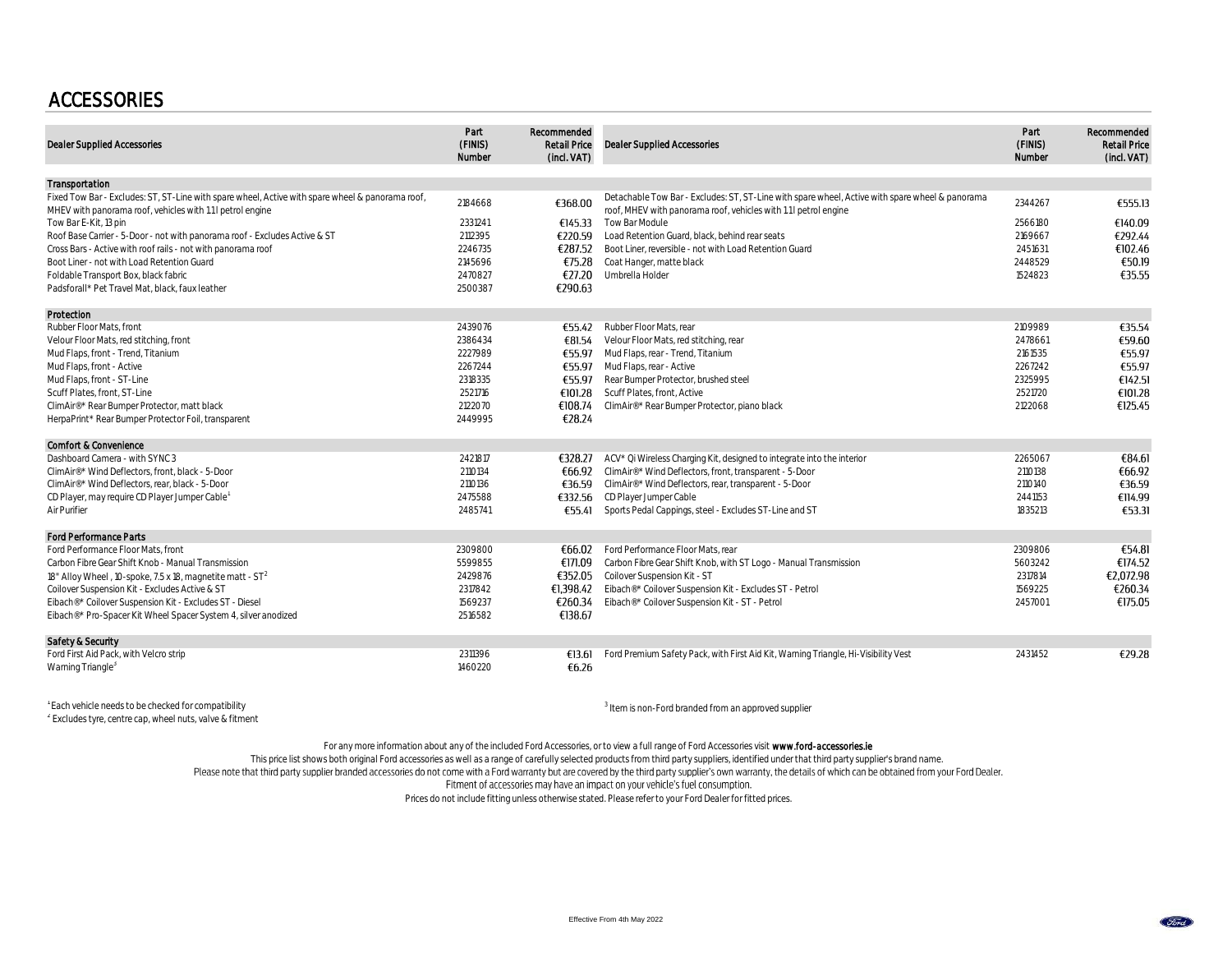# ACCESSORIES

| Dealer Supplied Accessories | Part (FINIS) Number | Recommended Retail Price (incl. VAT) | Dealer Supplied Accessories | Part (FINIS) Number | Recommended Retail Price (incl. VAT) |
|---|---|---|---|---|---|
| **Transportation** | | | | | |
| Fixed Tow Bar - Excludes: ST, ST-Line with spare wheel, Active with spare wheel & panorama roof, MHEV with panorama roof, vehicles with 1.1 l petrol engine | 2184668 | €368.00 | Detachable Tow Bar - Excludes: ST, ST-Line with spare wheel, Active with spare wheel & panorama roof, MHEV with panorama roof, vehicles with 1.1 l petrol engine | 2344267 | €555.13 |
| Tow Bar E-Kit, 13 pin | 2331241 | €145.33 | Tow Bar Module | 2566180 | €140.09 |
| Roof Base Carrier - 5-Door - not with panorama roof - Excludes Active & ST | 2112395 | €220.59 | Load Retention Guard, black, behind rear seats | 2169667 | €292.44 |
| Cross Bars - Active with roof rails - not with panorama roof | 2246735 | €287.52 | Boot Liner, reversible - not with Load Retention Guard | 2451631 | €102.46 |
| Boot Liner - not with Load Retention Guard | 2145696 | €75.28 | Coat Hanger, matte black | 2448529 | €50.19 |
| Foldable Transport Box, black fabric | 2470827 | €27.20 | Umbrella Holder | 1524823 | €35.55 |
| Padsforall* Pet Travel Mat, black, faux leather | 2500387 | €290.63 | | | |
| **Protection** | | | | | |
| Rubber Floor Mats, front | 2439076 | €55.42 | Rubber Floor Mats, rear | 2109989 | €35.54 |
| Velour Floor Mats, red stitching, front | 2386434 | €81.54 | Velour Floor Mats, red stitching, rear | 2478661 | €59.60 |
| Mud Flaps, front - Trend, Titanium | 2227989 | €55.97 | Mud Flaps, rear - Trend, Titanium | 2161535 | €55.97 |
| Mud Flaps, front - Active | 2267244 | €55.97 | Mud Flaps, rear - Active | 2267242 | €55.97 |
| Mud Flaps, front - ST-Line | 2318335 | €55.97 | Rear Bumper Protector, brushed steel | 2325995 | €142.51 |
| Scuff Plates, front, ST-Line | 2521716 | €101.28 | Scuff Plates, front, Active | 2521720 | €101.28 |
| ClimAir®* Rear Bumper Protector, matt black | 2122070 | €108.74 | ClimAir®* Rear Bumper Protector, piano black | 2122068 | €125.45 |
| HerpaPrint* Rear Bumper Protector Foil, transparent | 2449995 | €28.24 | | | |
| **Comfort & Convenience** | | | | | |
| Dashboard Camera - with SYNC 3 | 2421817 | €328.27 | ACV* Qi Wireless Charging Kit, designed to integrate into the interior | 2265067 | €84.61 |
| ClimAir®* Wind Deflectors, front, black - 5-Door | 2110134 | €66.92 | ClimAir®* Wind Deflectors, front, transparent - 5-Door | 2110138 | €66.92 |
| ClimAir®* Wind Deflectors, rear, black - 5-Door | 2110136 | €36.59 | ClimAir®* Wind Deflectors, rear, transparent - 5-Door | 2110140 | €36.59 |
| CD Player, may require CD Player Jumper Cable[1] | 2475588 | €332.56 | CD Player Jumper Cable | 2441153 | €114.99 |
| Air Purifier | 2485741 | €55.41 | Sports Pedal Cappings, steel - Excludes ST-Line and ST | 1835213 | €53.31 |
| **Ford Performance Parts** | | | | | |
| Ford Performance Floor Mats, front | 2309800 | €66.02 | Ford Performance Floor Mats, rear | 2309806 | €54.81 |
| Carbon Fibre Gear Shift Knob - Manual Transmission | 5599855 | €171.09 | Carbon Fibre Gear Shift Knob, with ST Logo - Manual Transmission | 5603242 | €174.52 |
| 18" Alloy Wheel , 10-spoke, 7.5 x 18, magnetite matt - ST[2] | 2429876 | €352.05 | Coilover Suspension Kit - ST | 2317814 | €2,072.98 |
| Coilover Suspension Kit - Excludes Active & ST | 2317842 | €1,398.42 | Eibach®* Coilover Suspension Kit - Excludes ST - Petrol | 1569225 | €260.34 |
| Eibach®* Coilover Suspension Kit - Excludes ST - Diesel | 1569237 | €260.34 | Eibach®* Coilover Suspension Kit - ST - Petrol | 2457001 | €175.05 |
| Eibach®* Pro-Spacer Kit Wheel Spacer System 4, silver anodized | 2516582 | €138.67 | | | |
| **Safety & Security** | | | | | |
| Ford First Aid Pack, with Velcro strip | 2311396 | €13.61 | Ford Premium Safety Pack, with First Aid Kit, Warning Triangle, Hi-Visibility Vest | 2431452 | €29.28 |
| Warning Triangle[3] | 1460220 | €6.26 | | | |

[1] Each vehicle needs to be checked for compatibility
[2] Excludes tyre, centre cap, wheel nuts, valve & fitment
[3] Item is non-Ford branded from an approved supplier

For any more information about any of the included Ford Accessories, or to view a full range of Ford Accessories visit **www.ford-accessories.ie**

This price list shows both original Ford accessories as well as a range of carefully selected products from third party suppliers, identified under that third party supplier's brand name.

Please note that third party supplier branded accessories do not come with a Ford warranty but are covered by the third party supplier's own warranty, the details of which can be obtained from your Ford Dealer.

Fitment of accessories may have an impact on your vehicle's fuel consumption.

Prices do not include fitting unless otherwise stated. Please refer to your Ford Dealer for fitted prices.

Effective From 4th May 2022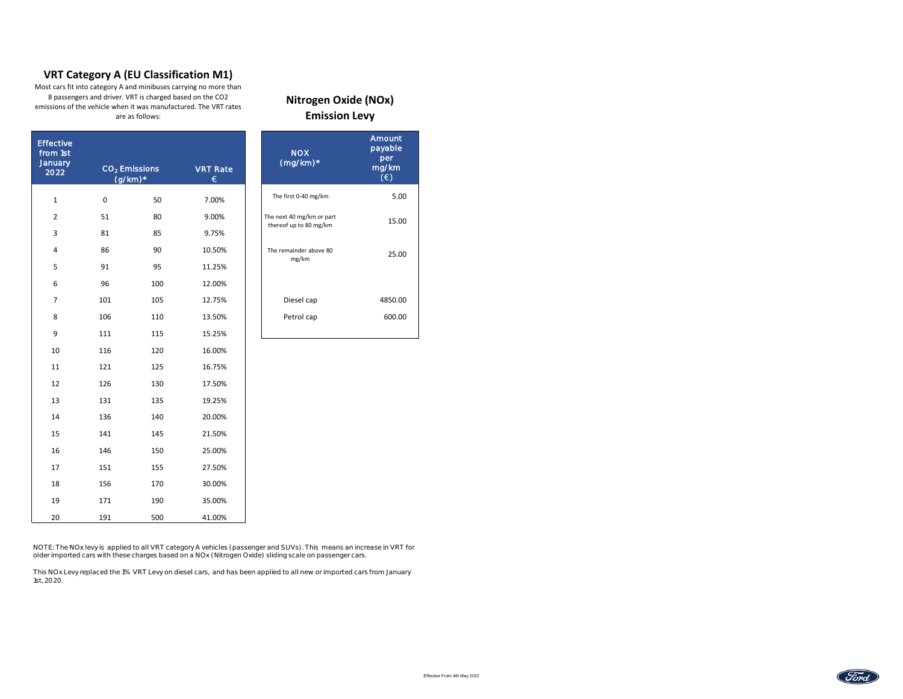## VRT Category A (EU Classification M1)

Most cars fit into category A and minibuses carrying no more than 8 passengers and driver. VRT is charged based on the CO2 emissions of the vehicle when it was manufactured. The VRT rates are as follows:

| Effective from 1st January 2022 | $CO_2$ Emissions (g/km)* | | VRT Rate € |
|---|---|---|---|
| 1 | 0 | 50 | 7.00% |
| 2 | 51 | 80 | 9.00% |
| 3 | 81 | 85 | 9.75% |
| 4 | 86 | 90 | 10.50% |
| 5 | 91 | 95 | 11.25% |
| 6 | 96 | 100 | 12.00% |
| 7 | 101 | 105 | 12.75% |
| 8 | 106 | 110 | 13.50% |
| 9 | 111 | 115 | 15.25% |
| 10 | 116 | 120 | 16.00% |
| 11 | 121 | 125 | 16.75% |
| 12 | 126 | 130 | 17.50% |
| 13 | 131 | 135 | 19.25% |
| 14 | 136 | 140 | 20.00% |
| 15 | 141 | 145 | 21.50% |
| 16 | 146 | 150 | 25.00% |
| 17 | 151 | 155 | 27.50% |
| 18 | 156 | 170 | 30.00% |
| 19 | 171 | 190 | 35.00% |
| 20 | 191 | 500 | 41.00% |

## Nitrogen Oxide (NOx) Emission Levy

| NOX (mg/km)* | Amount payable per mg/km (€) |
|---|---|
| The first 0-40 mg/km | 5.00 |
| The next 40 mg/km or part thereof up to 80 mg/km | 15.00 |
| The remainder above 80 mg/km | 25.00 |
| Diesel cap | 4850.00 |
| Petrol cap | 600.00 |

NOTE: The NOx levy is applied to all VRT category A vehicles (passenger and SUVs). This means an increase in VRT for older imported cars with these charges based on a NOx (Nitrogen Oxide) sliding scale on passenger cars.

This NOx Levy replaced the 1% VRT Levy on diesel cars, and has been applied to all new or imported cars from January 1st, 2020.

Effective From 4th May 2022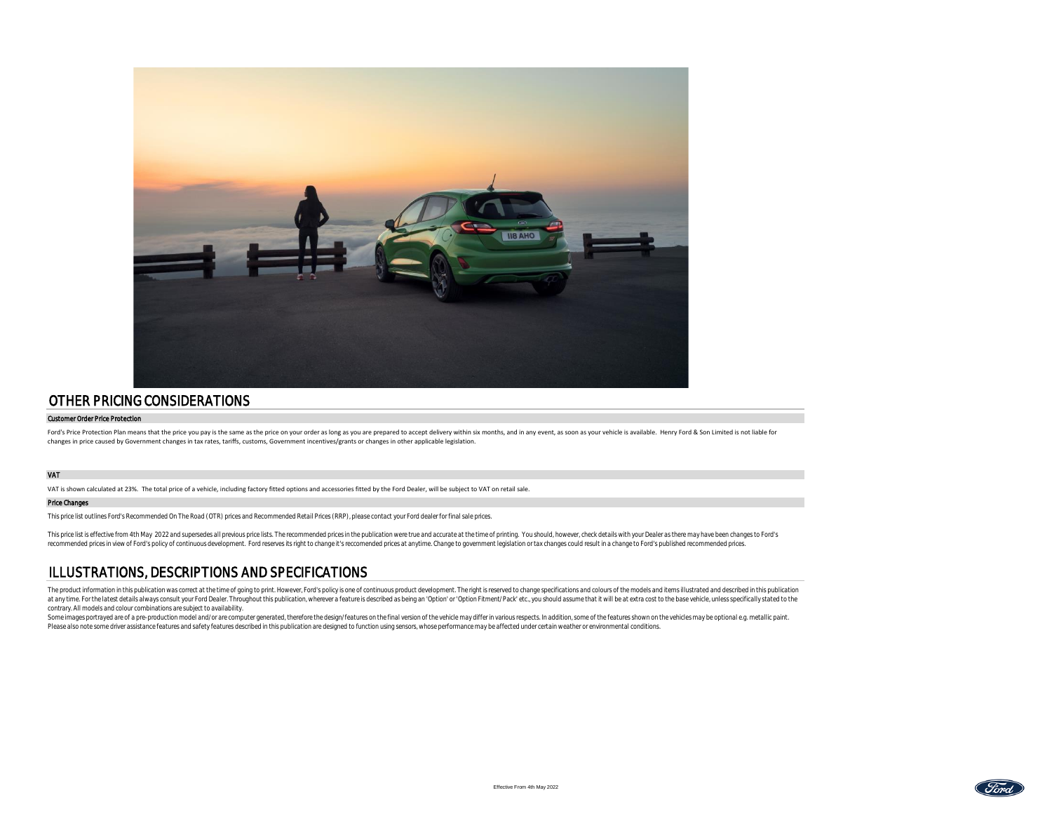## OTHER PRICING CONSIDERATIONS

**Customer Order Price Protection**

Ford's Price Protection Plan means that the price you pay is the same as the price on your order as long as you are prepared to accept delivery within six months, and in any event, as soon as your vehicle is available. Henry Ford & Son Limited is not liable for changes in price caused by Government changes in tax rates, tariffs, customs, Government incentives/grants or changes in other applicable legislation.

**VAT**

VAT is shown calculated at 23%. The total price of a vehicle, including factory fitted options and accessories fitted by the Ford Dealer, will be subject to VAT on retail sale.

**Price Changes**

This price list outlines Ford's Recommended On The Road (OTR) prices and Recommended Retail Prices (RRP), please contact your Ford dealer for final sale prices.

This price list is effective from 4th May 2022 and supersedes all previous price lists. The recommended prices in the publication were true and accurate at the time of printing. You should, however, check details with your Dealer as there may have been changes to Ford's recommended prices in view of Ford's policy of continuous development. Ford reserves its right to change it's reccomended prices at anytime. Change to government legislation or tax changes could result in a change to Ford's published recommended prices.

## ILLUSTRATIONS, DESCRIPTIONS AND SPECIFICATIONS

The product information in this publication was correct at the time of going to print. However, Ford's policy is one of continuous product development. The right is reserved to change specifications and colours of the models and items illustrated and described in this publication at any time. For the latest details always consult your Ford Dealer. Throughout this publication, wherever a feature is described as being an 'Option' or 'Option Fitment/Pack' etc., you should assume that it will be at extra cost to the base vehicle, unless specifically stated to the contrary. All models and colour combinations are subject to availability.

Some images portrayed are of a pre-production model and/or are computer generated, therefore the design/features on the final version of the vehicle may differ in various respects. In addition, some of the features shown on the vehicles may be optional e.g. metallic paint. Please also note some driver assistance features and safety features described in this publication are designed to function using sensors, whose performance may be affected under certain weather or environmental conditions.